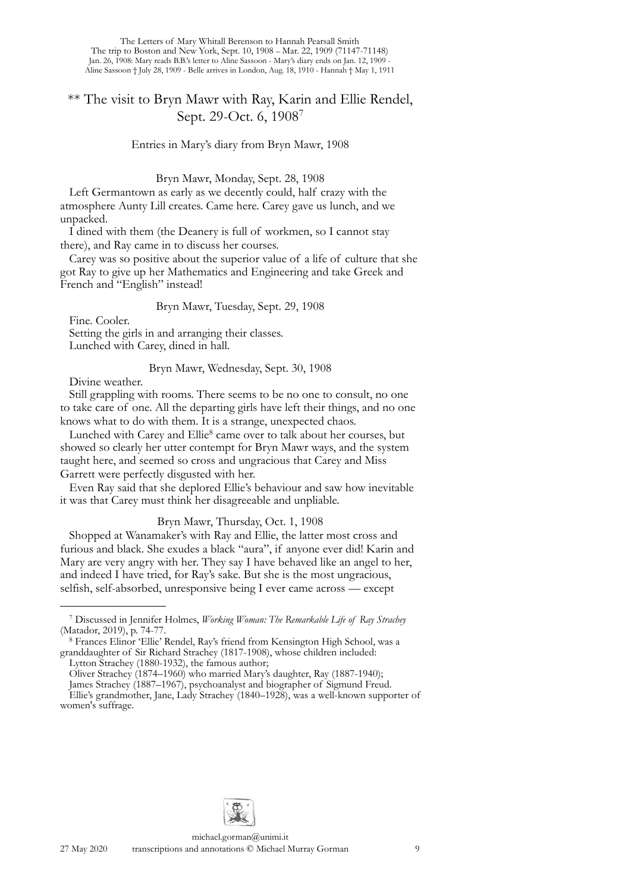## ** The visit to Bryn Mawr with Ray, Karin and Ellie Rendel, Sept. 29-Oct. 6, 1908[7]

Entries in Mary's diary from Bryn Mawr, 1908

Bryn Mawr, Monday, Sept. 28, 1908

Left Germantown as early as we decently could, half crazy with the atmosphere Aunty Lill creates. Came here. Carey gave us lunch, and we unpacked.

I dined with them (the Deanery is full of workmen, so I cannot stay there), and Ray came in to discuss her courses.

Carey was so positive about the superior value of a life of culture that she got Ray to give up her Mathematics and Engineering and take Greek and French and "English" instead!

Bryn Mawr, Tuesday, Sept. 29, 1908

Fine. Cooler.

Setting the girls in and arranging their classes.

Lunched with Carey, dined in hall.

Bryn Mawr, Wednesday, Sept. 30, 1908

Divine weather.

Still grappling with rooms. There seems to be no one to consult, no one to take care of one. All the departing girls have left their things, and no one knows what to do with them. It is a strange, unexpected chaos.

Lunched with Carey and Ellie[8] came over to talk about her courses, but showed so clearly her utter contempt for Bryn Mawr ways, and the system taught here, and seemed so cross and ungracious that Carey and Miss Garrett were perfectly disgusted with her.

Even Ray said that she deplored Ellie's behaviour and saw how inevitable it was that Carey must think her disagreeable and unpliable.

Bryn Mawr, Thursday, Oct. 1, 1908

Shopped at Wanamaker's with Ray and Ellie, the latter most cross and furious and black. She exudes a black "aura", if anyone ever did! Karin and Mary are very angry with her. They say I have behaved like an angel to her, and indeed I have tried, for Ray's sake. But she is the most ungracious, selfish, self-absorbed, unresponsive being I ever came across — except

---

[7] Discussed in Jennifer Holmes, *Working Woman: The Remarkable Life of Ray Strachey* (Matador, 2019), p. 74-77.

[8] Frances Elinor 'Ellie' Rendel, Ray's friend from Kensington High School, was a granddaughter of Sir Richard Strachey (1817-1908), whose children included:
Lytton Strachey (1880-1932), the famous author;
Oliver Strachey (1874–1960) who married Mary's daughter, Ray (1887-1940);
James Strachey (1887–1967), psychoanalyst and biographer of Sigmund Freud.
Ellie's grandmother, Jane, Lady Strachey (1840–1928), was a well-known supporter of women's suffrage.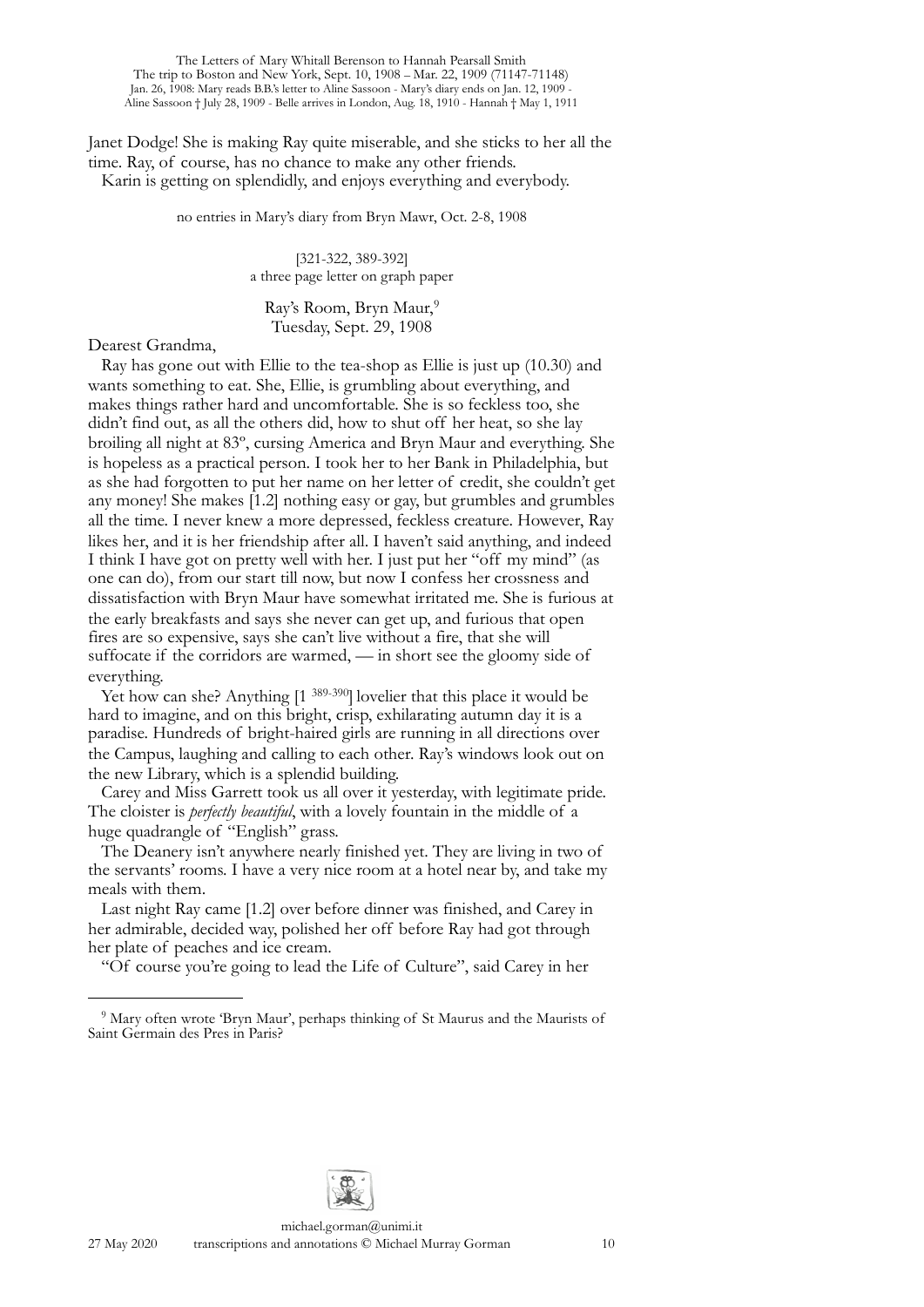Janet Dodge! She is making Ray quite miserable, and she sticks to her all the time. Ray, of course, has no chance to make any other friends.

Karin is getting on splendidly, and enjoys everything and everybody.

no entries in Mary's diary from Bryn Mawr, Oct. 2-8, 1908

[321-322, 389-392]
a three page letter on graph paper

Ray's Room, Bryn Maur,[9]
Tuesday, Sept. 29, 1908

Dearest Grandma,

Ray has gone out with Ellie to the tea-shop as Ellie is just up (10.30) and wants something to eat. She, Ellie, is grumbling about everything, and makes things rather hard and uncomfortable. She is so feckless too, she didn't find out, as all the others did, how to shut off her heat, so she lay broiling all night at 83º, cursing America and Bryn Maur and everything. She is hopeless as a practical person. I took her to her Bank in Philadelphia, but as she had forgotten to put her name on her letter of credit, she couldn't get any money! She makes [1.2] nothing easy or gay, but grumbles and grumbles all the time. I never knew a more depressed, feckless creature. However, Ray likes her, and it is her friendship after all. I haven't said anything, and indeed I think I have got on pretty well with her. I just put her "off my mind" (as one can do), from our start till now, but now I confess her crossness and dissatisfaction with Bryn Maur have somewhat irritated me. She is furious at the early breakfasts and says she never can get up, and furious that open fires are so expensive, says she can't live without a fire, that she will suffocate if the corridors are warmed, — in short see the gloomy side of everything.

Yet how can she? Anything [1 389-390] lovelier that this place it would be hard to imagine, and on this bright, crisp, exhilarating autumn day it is a paradise. Hundreds of bright-haired girls are running in all directions over the Campus, laughing and calling to each other. Ray's windows look out on the new Library, which is a splendid building.

Carey and Miss Garrett took us all over it yesterday, with legitimate pride. The cloister is *perfectly beautiful*, with a lovely fountain in the middle of a huge quadrangle of "English" grass.

The Deanery isn't anywhere nearly finished yet. They are living in two of the servants' rooms. I have a very nice room at a hotel near by, and take my meals with them.

Last night Ray came [1.2] over before dinner was finished, and Carey in her admirable, decided way, polished her off before Ray had got through her plate of peaches and ice cream.

"Of course you're going to lead the Life of Culture", said Carey in her

---

[9] Mary often wrote 'Bryn Maur', perhaps thinking of St Maurus and the Maurists of Saint Germain des Pres in Paris?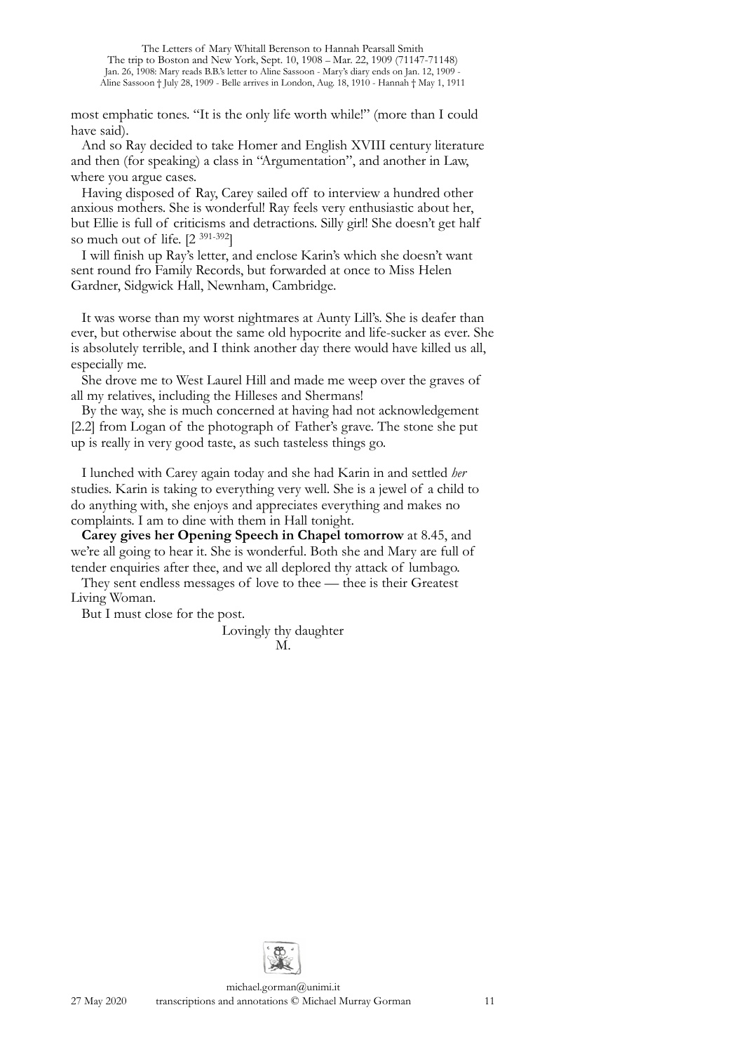most emphatic tones. "It is the only life worth while!" (more than I could have said).

And so Ray decided to take Homer and English XVIII century literature and then (for speaking) a class in "Argumentation", and another in Law, where you argue cases.

Having disposed of Ray, Carey sailed off to interview a hundred other anxious mothers. She is wonderful! Ray feels very enthusiastic about her, but Ellie is full of criticisms and detractions. Silly girl! She doesn't get half so much out of life. [2 391-392]

I will finish up Ray's letter, and enclose Karin's which she doesn't want sent round fro Family Records, but forwarded at once to Miss Helen Gardner, Sidgwick Hall, Newnham, Cambridge.

It was worse than my worst nightmares at Aunty Lill's. She is deafer than ever, but otherwise about the same old hypocrite and life-sucker as ever. She is absolutely terrible, and I think another day there would have killed us all, especially me.

She drove me to West Laurel Hill and made me weep over the graves of all my relatives, including the Hilleses and Shermans!

By the way, she is much concerned at having had not acknowledgement [2.2] from Logan of the photograph of Father's grave. The stone she put up is really in very good taste, as such tasteless things go.

I lunched with Carey again today and she had Karin in and settled *her* studies. Karin is taking to everything very well. She is a jewel of a child to do anything with, she enjoys and appreciates everything and makes no complaints. I am to dine with them in Hall tonight.

**Carey gives her Opening Speech in Chapel tomorrow** at 8.45, and we're all going to hear it. She is wonderful. Both she and Mary are full of tender enquiries after thee, and we all deplored thy attack of lumbago.

They sent endless messages of love to thee — thee is their Greatest Living Woman.

But I must close for the post.

Lovingly thy daughter
M.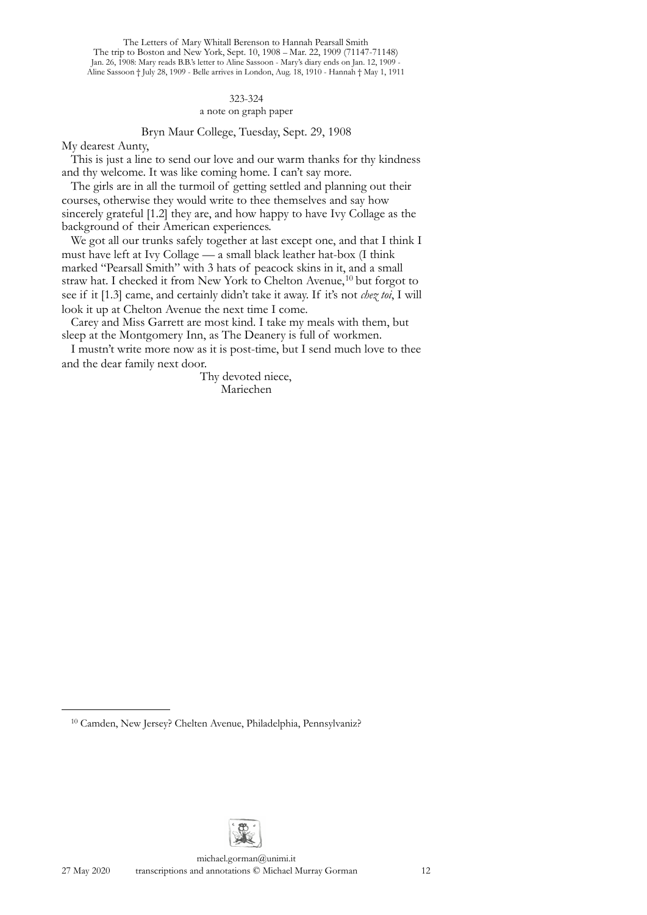323-324

a note on graph paper

Bryn Maur College, Tuesday, Sept. 29, 1908

My dearest Aunty,

This is just a line to send our love and our warm thanks for thy kindness and thy welcome. It was like coming home. I can't say more.

The girls are in all the turmoil of getting settled and planning out their courses, otherwise they would write to thee themselves and say how sincerely grateful [1.2] they are, and how happy to have Ivy Collage as the background of their American experiences.

We got all our trunks safely together at last except one, and that I think I must have left at Ivy Collage — a small black leather hat-box (I think marked "Pearsall Smith" with 3 hats of peacock skins in it, and a small straw hat. I checked it from New York to Chelton Avenue,[10] but forgot to see if it [1.3] came, and certainly didn't take it away. If it's not *chez toi*, I will look it up at Chelton Avenue the next time I come.

Carey and Miss Garrett are most kind. I take my meals with them, but sleep at the Montgomery Inn, as The Deanery is full of workmen.

I mustn't write more now as it is post-time, but I send much love to thee and the dear family next door.

Thy devoted niece,
Mariechen

---

[10] Camden, New Jersey? Chelten Avenue, Philadelphia, Pennsylvaniz?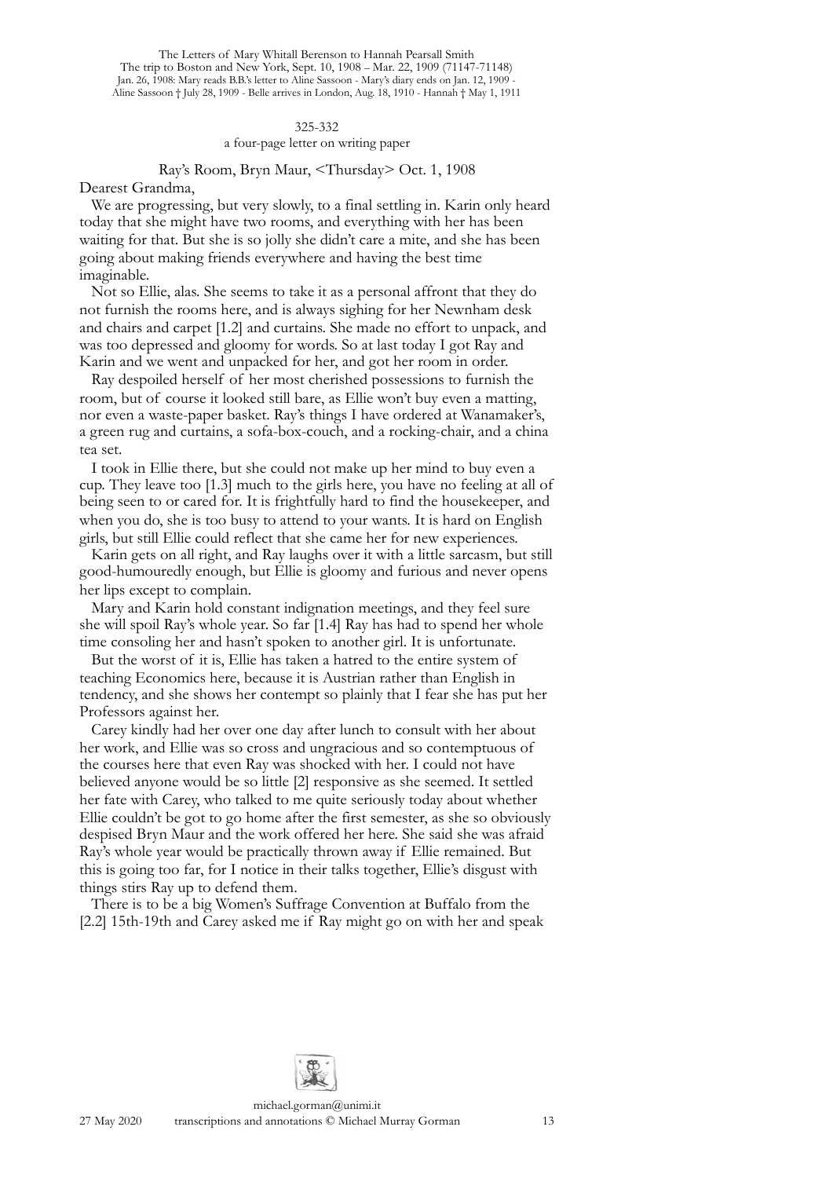325-332

a four-page letter on writing paper

Ray's Room, Bryn Maur, <Thursday> Oct. 1, 1908

Dearest Grandma,

We are progressing, but very slowly, to a final settling in. Karin only heard today that she might have two rooms, and everything with her has been waiting for that. But she is so jolly she didn't care a mite, and she has been going about making friends everywhere and having the best time imaginable.

Not so Ellie, alas. She seems to take it as a personal affront that they do not furnish the rooms here, and is always sighing for her Newnham desk and chairs and carpet [1.2] and curtains. She made no effort to unpack, and was too depressed and gloomy for words. So at last today I got Ray and Karin and we went and unpacked for her, and got her room in order.

Ray despoiled herself of her most cherished possessions to furnish the room, but of course it looked still bare, as Ellie won't buy even a matting, nor even a waste-paper basket. Ray's things I have ordered at Wanamaker's, a green rug and curtains, a sofa-box-couch, and a rocking-chair, and a china tea set.

I took in Ellie there, but she could not make up her mind to buy even a cup. They leave too [1.3] much to the girls here, you have no feeling at all of being seen to or cared for. It is frightfully hard to find the housekeeper, and when you do, she is too busy to attend to your wants. It is hard on English girls, but still Ellie could reflect that she came her for new experiences.

Karin gets on all right, and Ray laughs over it with a little sarcasm, but still good-humouredly enough, but Ellie is gloomy and furious and never opens her lips except to complain.

Mary and Karin hold constant indignation meetings, and they feel sure she will spoil Ray's whole year. So far [1.4] Ray has had to spend her whole time consoling her and hasn't spoken to another girl. It is unfortunate.

But the worst of it is, Ellie has taken a hatred to the entire system of teaching Economics here, because it is Austrian rather than English in tendency, and she shows her contempt so plainly that I fear she has put her Professors against her.

Carey kindly had her over one day after lunch to consult with her about her work, and Ellie was so cross and ungracious and so contemptuous of the courses here that even Ray was shocked with her. I could not have believed anyone would be so little [2] responsive as she seemed. It settled her fate with Carey, who talked to me quite seriously today about whether Ellie couldn't be got to go home after the first semester, as she so obviously despised Bryn Maur and the work offered her here. She said she was afraid Ray's whole year would be practically thrown away if Ellie remained. But this is going too far, for I notice in their talks together, Ellie's disgust with things stirs Ray up to defend them.

There is to be a big Women's Suffrage Convention at Buffalo from the [2.2] 15th-19th and Carey asked me if Ray might go on with her and speak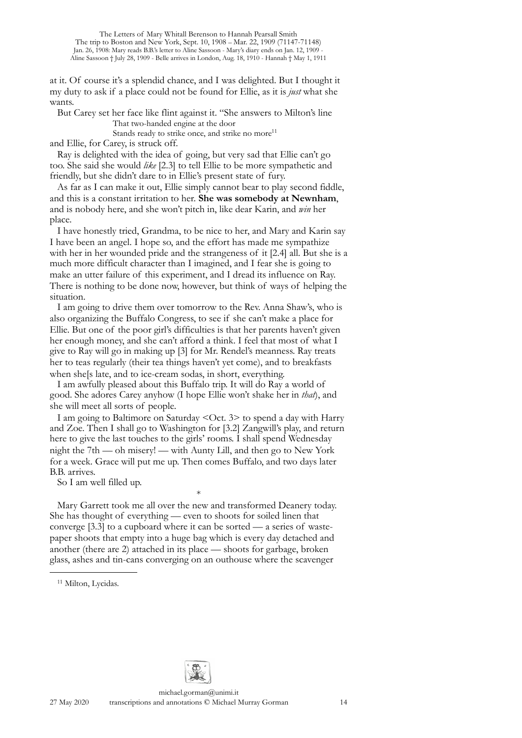at it. Of course it's a splendid chance, and I was delighted. But I thought it my duty to ask if a place could not be found for Ellie, as it is *just* what she wants.

But Carey set her face like flint against it. "She answers to Milton's line

> That two-handed engine at the door
> Stands ready to strike once, and strike no more[11]

and Ellie, for Carey, is struck off.

Ray is delighted with the idea of going, but very sad that Ellie can't go too. She said she would *like* [2.3] to tell Ellie to be more sympathetic and friendly, but she didn't dare to in Ellie's present state of fury.

As far as I can make it out, Ellie simply cannot bear to play second fiddle, and this is a constant irritation to her. **She was somebody at Newnham**, and is nobody here, and she won't pitch in, like dear Karin, and *win* her place.

I have honestly tried, Grandma, to be nice to her, and Mary and Karin say I have been an angel. I hope so, and the effort has made me sympathize with her in her wounded pride and the strangeness of it [2.4] all. But she is a much more difficult character than I imagined, and I fear she is going to make an utter failure of this experiment, and I dread its influence on Ray. There is nothing to be done now, however, but think of ways of helping the situation.

I am going to drive them over tomorrow to the Rev. Anna Shaw's, who is also organizing the Buffalo Congress, to see if she can't make a place for Ellie. But one of the poor girl's difficulties is that her parents haven't given her enough money, and she can't afford a think. I feel that most of what I give to Ray will go in making up [3] for Mr. Rendel's meanness. Ray treats her to teas regularly (their tea things haven't yet come), and to breakfasts when she[s late, and to ice-cream sodas, in short, everything.

I am awfully pleased about this Buffalo trip. It will do Ray a world of good. She adores Carey anyhow (I hope Ellie won't shake her in *that*), and she will meet all sorts of people.

I am going to Baltimore on Saturday <Oct. 3> to spend a day with Harry and Zoe. Then I shall go to Washington for [3.2] Zangwill's play, and return here to give the last touches to the girls' rooms. I shall spend Wednesday night the 7th — oh misery! — with Aunty Lill, and then go to New York for a week. Grace will put me up. Then comes Buffalo, and two days later B.B. arrives.

So I am well filled up.

*

Mary Garrett took me all over the new and transformed Deanery today. She has thought of everything — even to shoots for soiled linen that converge [3.3] to a cupboard where it can be sorted — a series of waste-paper shoots that empty into a huge bag which is every day detached and another (there are 2) attached in its place — shoots for garbage, broken glass, ashes and tin-cans converging on an outhouse where the scavenger

---

[11] Milton, Lycidas.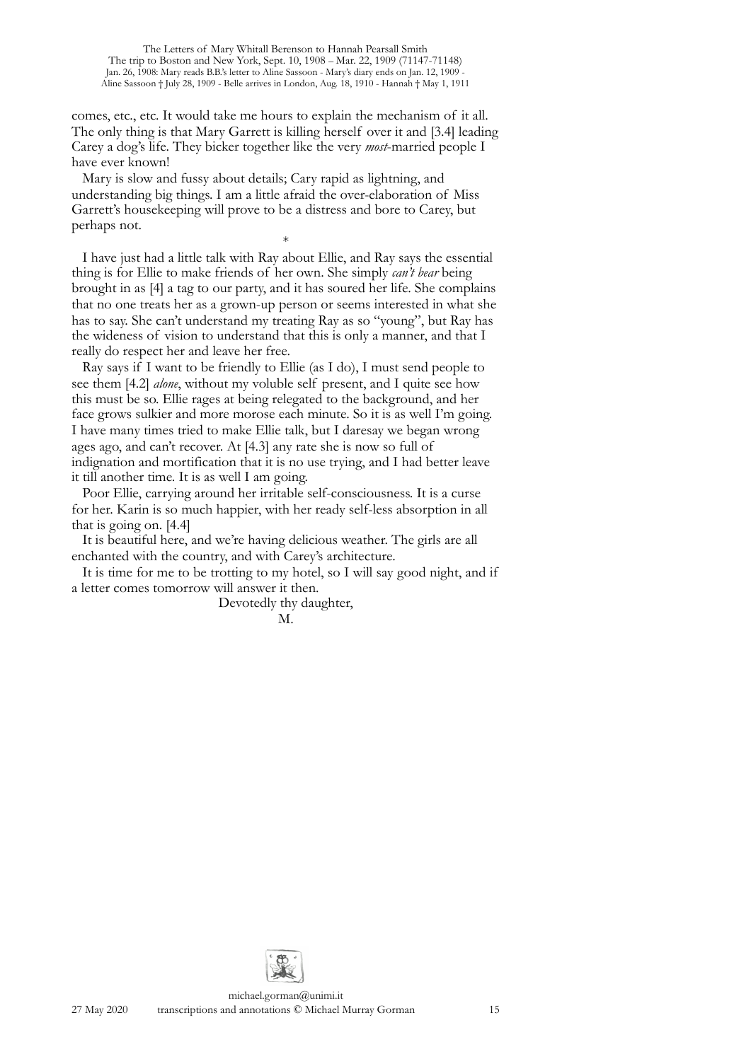comes, etc., etc. It would take me hours to explain the mechanism of it all. The only thing is that Mary Garrett is killing herself over it and [3.4] leading Carey a dog's life. They bicker together like the very *most*-married people I have ever known!

Mary is slow and fussy about details; Cary rapid as lightning, and understanding big things. I am a little afraid the over-elaboration of Miss Garrett's housekeeping will prove to be a distress and bore to Carey, but perhaps not.

*

I have just had a little talk with Ray about Ellie, and Ray says the essential thing is for Ellie to make friends of her own. She simply *can't bear* being brought in as [4] a tag to our party, and it has soured her life. She complains that no one treats her as a grown-up person or seems interested in what she has to say. She can't understand my treating Ray as so "young", but Ray has the wideness of vision to understand that this is only a manner, and that I really do respect her and leave her free.

Ray says if I want to be friendly to Ellie (as I do), I must send people to see them [4.2] *alone*, without my voluble self present, and I quite see how this must be so. Ellie rages at being relegated to the background, and her face grows sulkier and more morose each minute. So it is as well I'm going. I have many times tried to make Ellie talk, but I daresay we began wrong ages ago, and can't recover. At [4.3] any rate she is now so full of indignation and mortification that it is no use trying, and I had better leave it till another time. It is as well I am going.

Poor Ellie, carrying around her irritable self-consciousness. It is a curse for her. Karin is so much happier, with her ready self-less absorption in all that is going on. [4.4]

It is beautiful here, and we're having delicious weather. The girls are all enchanted with the country, and with Carey's architecture.

It is time for me to be trotting to my hotel, so I will say good night, and if a letter comes tomorrow will answer it then.

Devotedly thy daughter,

M.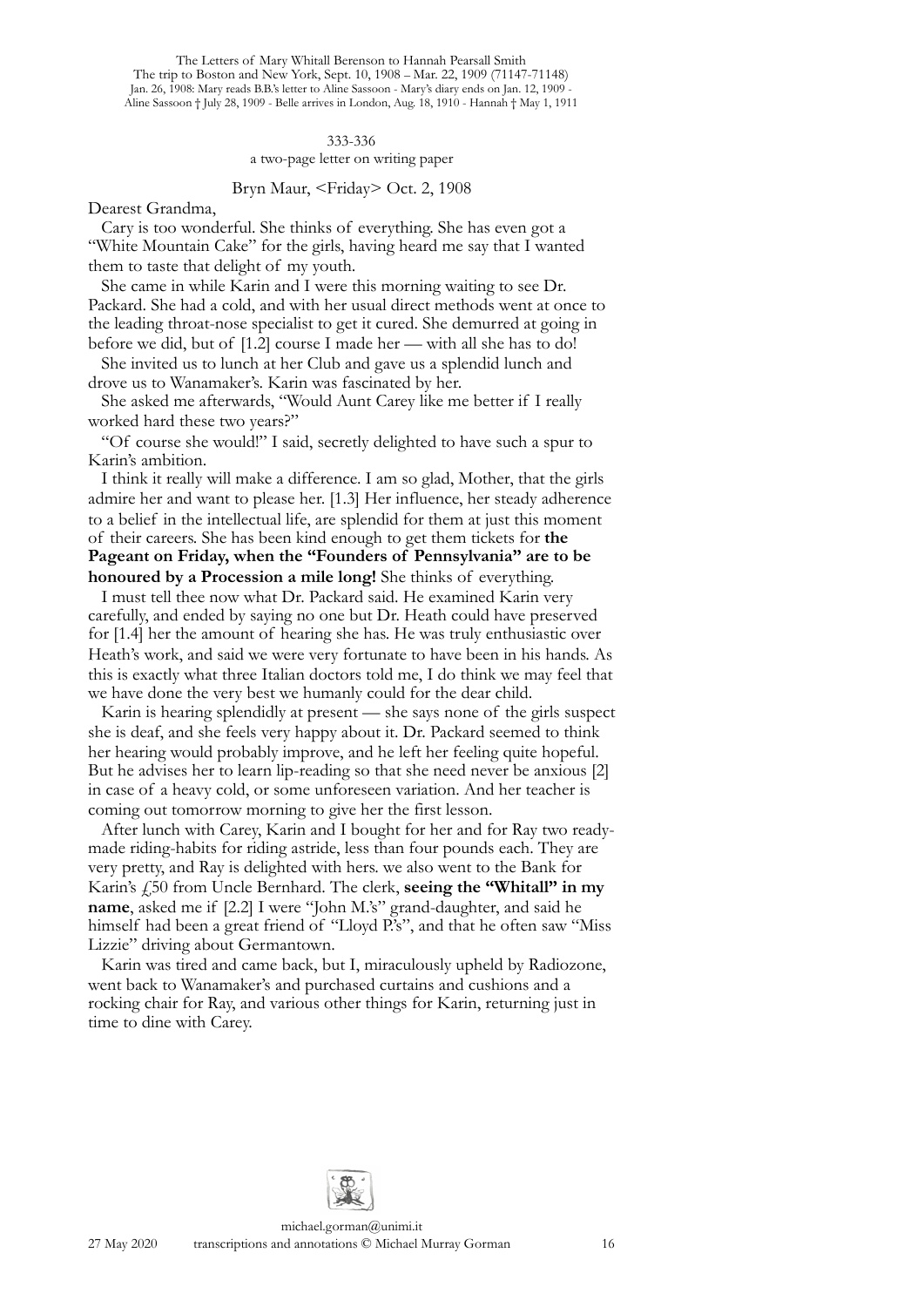333-336

a two-page letter on writing paper

Bryn Maur, <Friday> Oct. 2, 1908

Dearest Grandma,

Cary is too wonderful. She thinks of everything. She has even got a "White Mountain Cake" for the girls, having heard me say that I wanted them to taste that delight of my youth.

She came in while Karin and I were this morning waiting to see Dr. Packard. She had a cold, and with her usual direct methods went at once to the leading throat-nose specialist to get it cured. She demurred at going in before we did, but of [1.2] course I made her — with all she has to do!

She invited us to lunch at her Club and gave us a splendid lunch and drove us to Wanamaker's. Karin was fascinated by her.

She asked me afterwards, "Would Aunt Carey like me better if I really worked hard these two years?"

"Of course she would!" I said, secretly delighted to have such a spur to Karin's ambition.

I think it really will make a difference. I am so glad, Mother, that the girls admire her and want to please her. [1.3] Her influence, her steady adherence to a belief in the intellectual life, are splendid for them at just this moment of their careers. She has been kind enough to get them tickets for **the Pageant on Friday, when the "Founders of Pennsylvania" are to be honoured by a Procession a mile long!** She thinks of everything.

I must tell thee now what Dr. Packard said. He examined Karin very carefully, and ended by saying no one but Dr. Heath could have preserved for [1.4] her the amount of hearing she has. He was truly enthusiastic over Heath's work, and said we were very fortunate to have been in his hands. As this is exactly what three Italian doctors told me, I do think we may feel that we have done the very best we humanly could for the dear child.

Karin is hearing splendidly at present — she says none of the girls suspect she is deaf, and she feels very happy about it. Dr. Packard seemed to think her hearing would probably improve, and he left her feeling quite hopeful. But he advises her to learn lip-reading so that she need never be anxious [2] in case of a heavy cold, or some unforeseen variation. And her teacher is coming out tomorrow morning to give her the first lesson.

After lunch with Carey, Karin and I bought for her and for Ray two ready-made riding-habits for riding astride, less than four pounds each. They are very pretty, and Ray is delighted with hers. we also went to the Bank for Karin's £50 from Uncle Bernhard. The clerk, **seeing the "Whitall" in my name**, asked me if [2.2] I were "John M.'s" grand-daughter, and said he himself had been a great friend of "Lloyd P.'s", and that he often saw "Miss Lizzie" driving about Germantown.

Karin was tired and came back, but I, miraculously upheld by Radiozone, went back to Wanamaker's and purchased curtains and cushions and a rocking chair for Ray, and various other things for Karin, returning just in time to dine with Carey.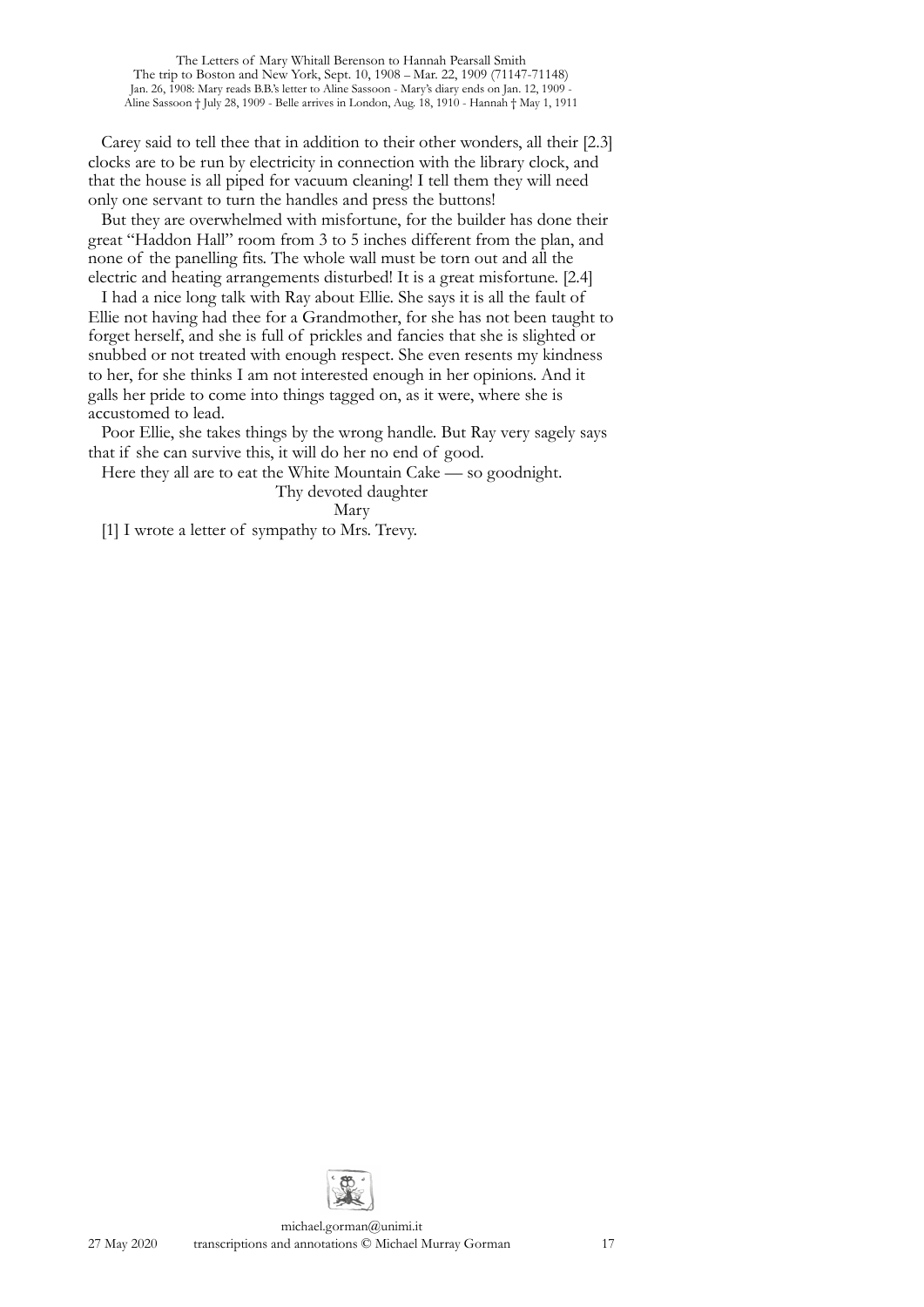Carey said to tell thee that in addition to their other wonders, all their [2.3] clocks are to be run by electricity in connection with the library clock, and that the house is all piped for vacuum cleaning! I tell them they will need only one servant to turn the handles and press the buttons!

But they are overwhelmed with misfortune, for the builder has done their great "Haddon Hall" room from 3 to 5 inches different from the plan, and none of the panelling fits. The whole wall must be torn out and all the electric and heating arrangements disturbed! It is a great misfortune. [2.4]

I had a nice long talk with Ray about Ellie. She says it is all the fault of Ellie not having had thee for a Grandmother, for she has not been taught to forget herself, and she is full of prickles and fancies that she is slighted or snubbed or not treated with enough respect. She even resents my kindness to her, for she thinks I am not interested enough in her opinions. And it galls her pride to come into things tagged on, as it were, where she is accustomed to lead.

Poor Ellie, she takes things by the wrong handle. But Ray very sagely says that if she can survive this, it will do her no end of good.

Here they all are to eat the White Mountain Cake — so goodnight.

Thy devoted daughter

Mary

[1] I wrote a letter of sympathy to Mrs. Trevy.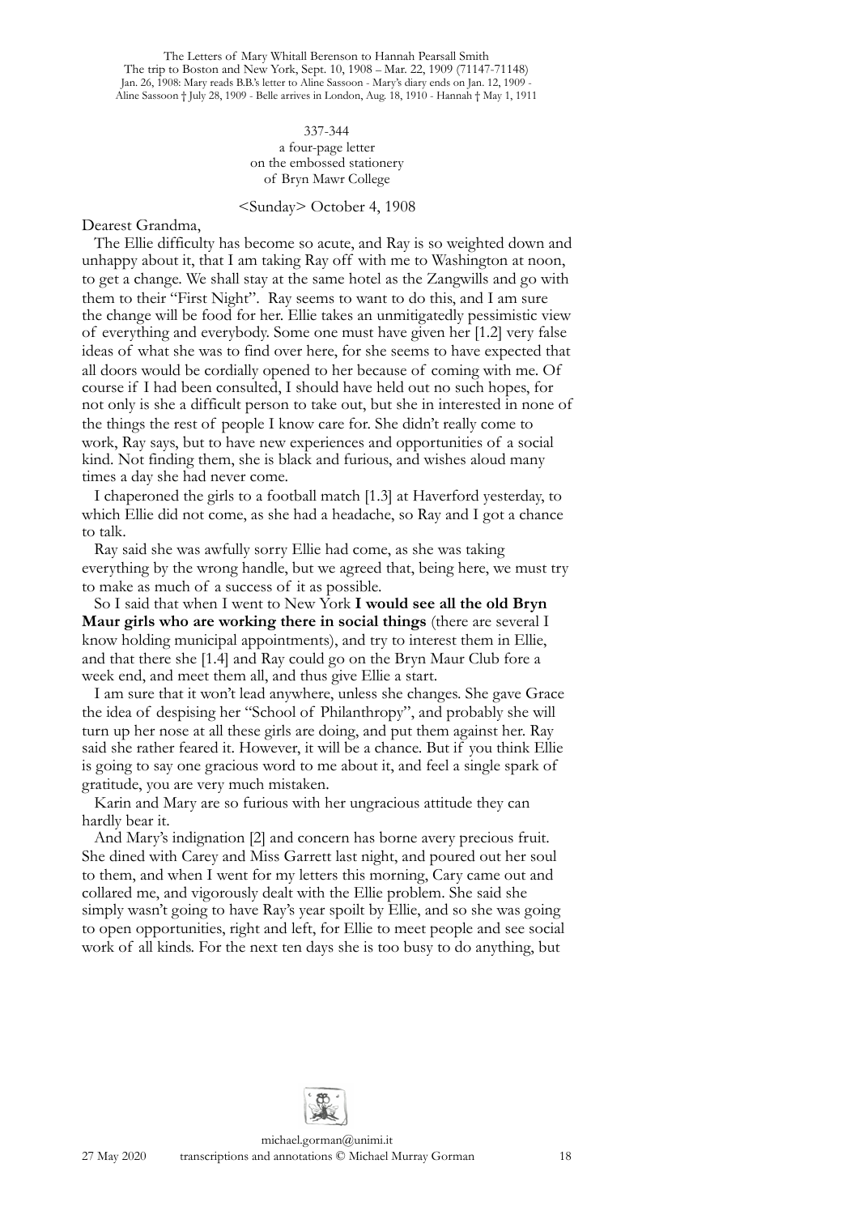337-344
a four-page letter
on the embossed stationery
of Bryn Mawr College

<Sunday> October 4, 1908

Dearest Grandma,

The Ellie difficulty has become so acute, and Ray is so weighted down and unhappy about it, that I am taking Ray off with me to Washington at noon, to get a change. We shall stay at the same hotel as the Zangwills and go with them to their "First Night". Ray seems to want to do this, and I am sure the change will be food for her. Ellie takes an unmitigatedly pessimistic view of everything and everybody. Some one must have given her [1.2] very false ideas of what she was to find over here, for she seems to have expected that all doors would be cordially opened to her because of coming with me. Of course if I had been consulted, I should have held out no such hopes, for not only is she a difficult person to take out, but she in interested in none of the things the rest of people I know care for. She didn't really come to work, Ray says, but to have new experiences and opportunities of a social kind. Not finding them, she is black and furious, and wishes aloud many times a day she had never come.

I chaperoned the girls to a football match [1.3] at Haverford yesterday, to which Ellie did not come, as she had a headache, so Ray and I got a chance to talk.

Ray said she was awfully sorry Ellie had come, as she was taking everything by the wrong handle, but we agreed that, being here, we must try to make as much of a success of it as possible.

So I said that when I went to New York **I would see all the old Bryn Maur girls who are working there in social things** (there are several I know holding municipal appointments), and try to interest them in Ellie, and that there she [1.4] and Ray could go on the Bryn Maur Club fore a week end, and meet them all, and thus give Ellie a start.

I am sure that it won't lead anywhere, unless she changes. She gave Grace the idea of despising her "School of Philanthropy", and probably she will turn up her nose at all these girls are doing, and put them against her. Ray said she rather feared it. However, it will be a chance. But if you think Ellie is going to say one gracious word to me about it, and feel a single spark of gratitude, you are very much mistaken.

Karin and Mary are so furious with her ungracious attitude they can hardly bear it.

And Mary's indignation [2] and concern has borne avery precious fruit. She dined with Carey and Miss Garrett last night, and poured out her soul to them, and when I went for my letters this morning, Cary came out and collared me, and vigorously dealt with the Ellie problem. She said she simply wasn't going to have Ray's year spoilt by Ellie, and so she was going to open opportunities, right and left, for Ellie to meet people and see social work of all kinds. For the next ten days she is too busy to do anything, but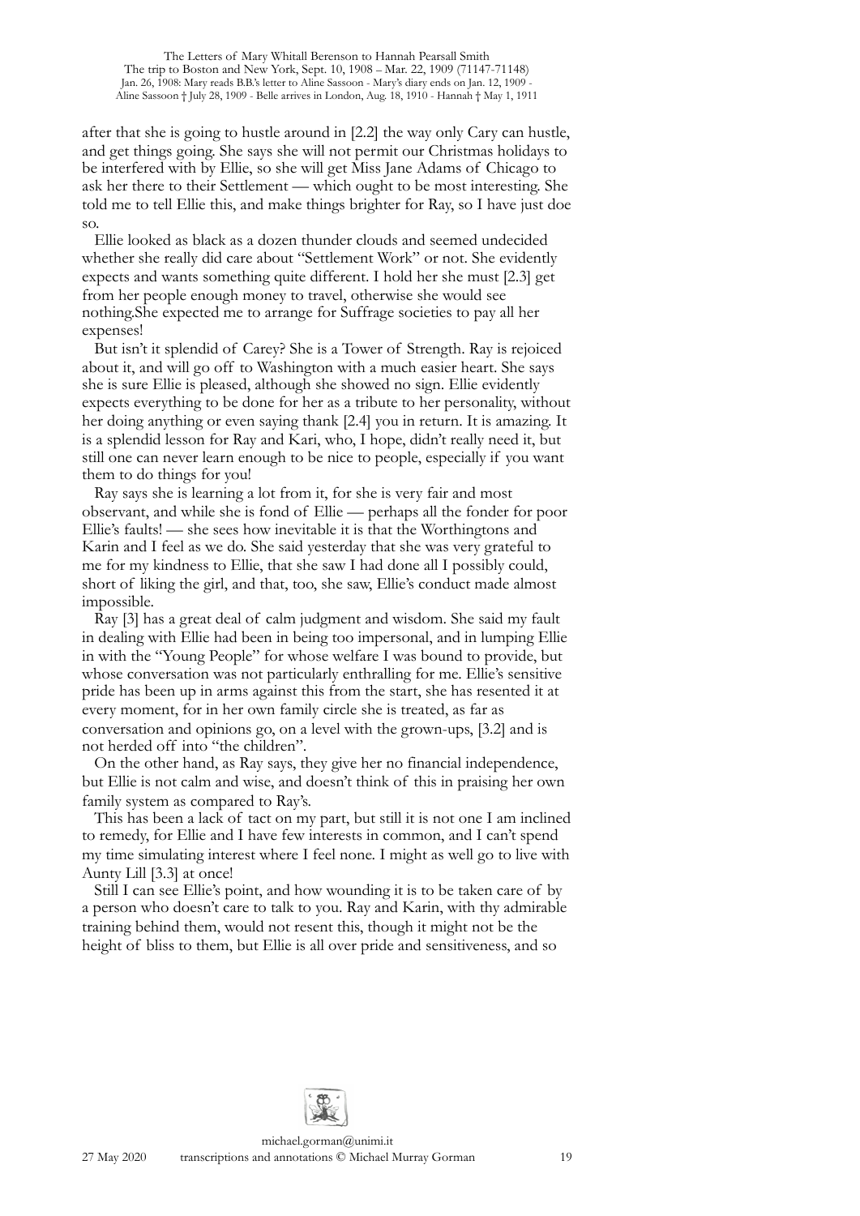after that she is going to hustle around in [2.2] the way only Cary can hustle, and get things going. She says she will not permit our Christmas holidays to be interfered with by Ellie, so she will get Miss Jane Adams of Chicago to ask her there to their Settlement — which ought to be most interesting. She told me to tell Ellie this, and make things brighter for Ray, so I have just doe so.

Ellie looked as black as a dozen thunder clouds and seemed undecided whether she really did care about "Settlement Work" or not. She evidently expects and wants something quite different. I hold her she must [2.3] get from her people enough money to travel, otherwise she would see nothing.She expected me to arrange for Suffrage societies to pay all her expenses!

But isn't it splendid of Carey? She is a Tower of Strength. Ray is rejoiced about it, and will go off to Washington with a much easier heart. She says she is sure Ellie is pleased, although she showed no sign. Ellie evidently expects everything to be done for her as a tribute to her personality, without her doing anything or even saying thank [2.4] you in return. It is amazing. It is a splendid lesson for Ray and Kari, who, I hope, didn't really need it, but still one can never learn enough to be nice to people, especially if you want them to do things for you!

Ray says she is learning a lot from it, for she is very fair and most observant, and while she is fond of Ellie — perhaps all the fonder for poor Ellie's faults! — she sees how inevitable it is that the Worthingtons and Karin and I feel as we do. She said yesterday that she was very grateful to me for my kindness to Ellie, that she saw I had done all I possibly could, short of liking the girl, and that, too, she saw, Ellie's conduct made almost impossible.

Ray [3] has a great deal of calm judgment and wisdom. She said my fault in dealing with Ellie had been in being too impersonal, and in lumping Ellie in with the "Young People" for whose welfare I was bound to provide, but whose conversation was not particularly enthralling for me. Ellie's sensitive pride has been up in arms against this from the start, she has resented it at every moment, for in her own family circle she is treated, as far as conversation and opinions go, on a level with the grown-ups, [3.2] and is not herded off into "the children".

On the other hand, as Ray says, they give her no financial independence, but Ellie is not calm and wise, and doesn't think of this in praising her own family system as compared to Ray's.

This has been a lack of tact on my part, but still it is not one I am inclined to remedy, for Ellie and I have few interests in common, and I can't spend my time simulating interest where I feel none. I might as well go to live with Aunty Lill [3.3] at once!

Still I can see Ellie's point, and how wounding it is to be taken care of by a person who doesn't care to talk to you. Ray and Karin, with thy admirable training behind them, would not resent this, though it might not be the height of bliss to them, but Ellie is all over pride and sensitiveness, and so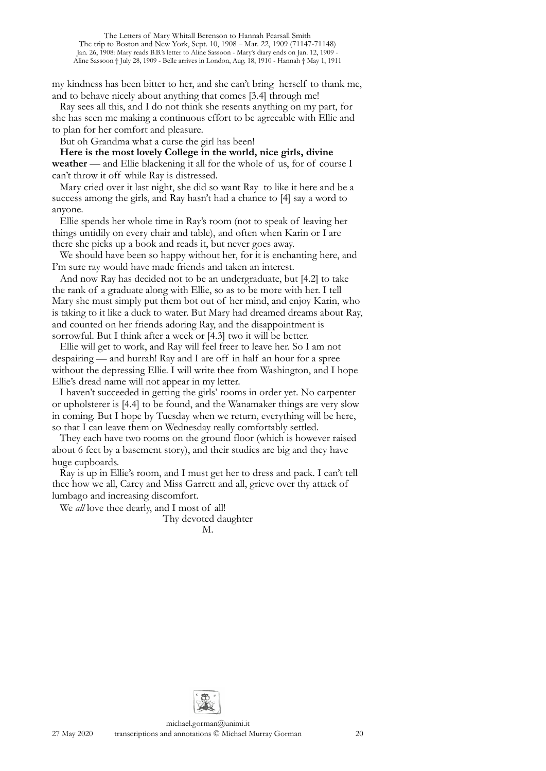my kindness has been bitter to her, and she can't bring herself to thank me, and to behave nicely about anything that comes [3.4] through me!

Ray sees all this, and I do not think she resents anything on my part, for she has seen me making a continuous effort to be agreeable with Ellie and to plan for her comfort and pleasure.

But oh Grandma what a curse the girl has been!

**Here is the most lovely College in the world, nice girls, divine weather** — and Ellie blackening it all for the whole of us, for of course I can't throw it off while Ray is distressed.

Mary cried over it last night, she did so want Ray to like it here and be a success among the girls, and Ray hasn't had a chance to [4] say a word to anyone.

Ellie spends her whole time in Ray's room (not to speak of leaving her things untidily on every chair and table), and often when Karin or I are there she picks up a book and reads it, but never goes away.

We should have been so happy without her, for it is enchanting here, and I'm sure ray would have made friends and taken an interest.

And now Ray has decided not to be an undergraduate, but [4.2] to take the rank of a graduate along with Ellie, so as to be more with her. I tell Mary she must simply put them bot out of her mind, and enjoy Karin, who is taking to it like a duck to water. But Mary had dreamed dreams about Ray, and counted on her friends adoring Ray, and the disappointment is sorrowful. But I think after a week or [4.3] two it will be better.

Ellie will get to work, and Ray will feel freer to leave her. So I am not despairing — and hurrah! Ray and I are off in half an hour for a spree without the depressing Ellie. I will write thee from Washington, and I hope Ellie's dread name will not appear in my letter.

I haven't succeeded in getting the girls' rooms in order yet. No carpenter or upholsterer is [4.4] to be found, and the Wanamaker things are very slow in coming. But I hope by Tuesday when we return, everything will be here, so that I can leave them on Wednesday really comfortably settled.

They each have two rooms on the ground floor (which is however raised about 6 feet by a basement story), and their studies are big and they have huge cupboards.

Ray is up in Ellie's room, and I must get her to dress and pack. I can't tell thee how we all, Carey and Miss Garrett and all, grieve over thy attack of lumbago and increasing discomfort.

We *all* love thee dearly, and I most of all!

Thy devoted daughter
M.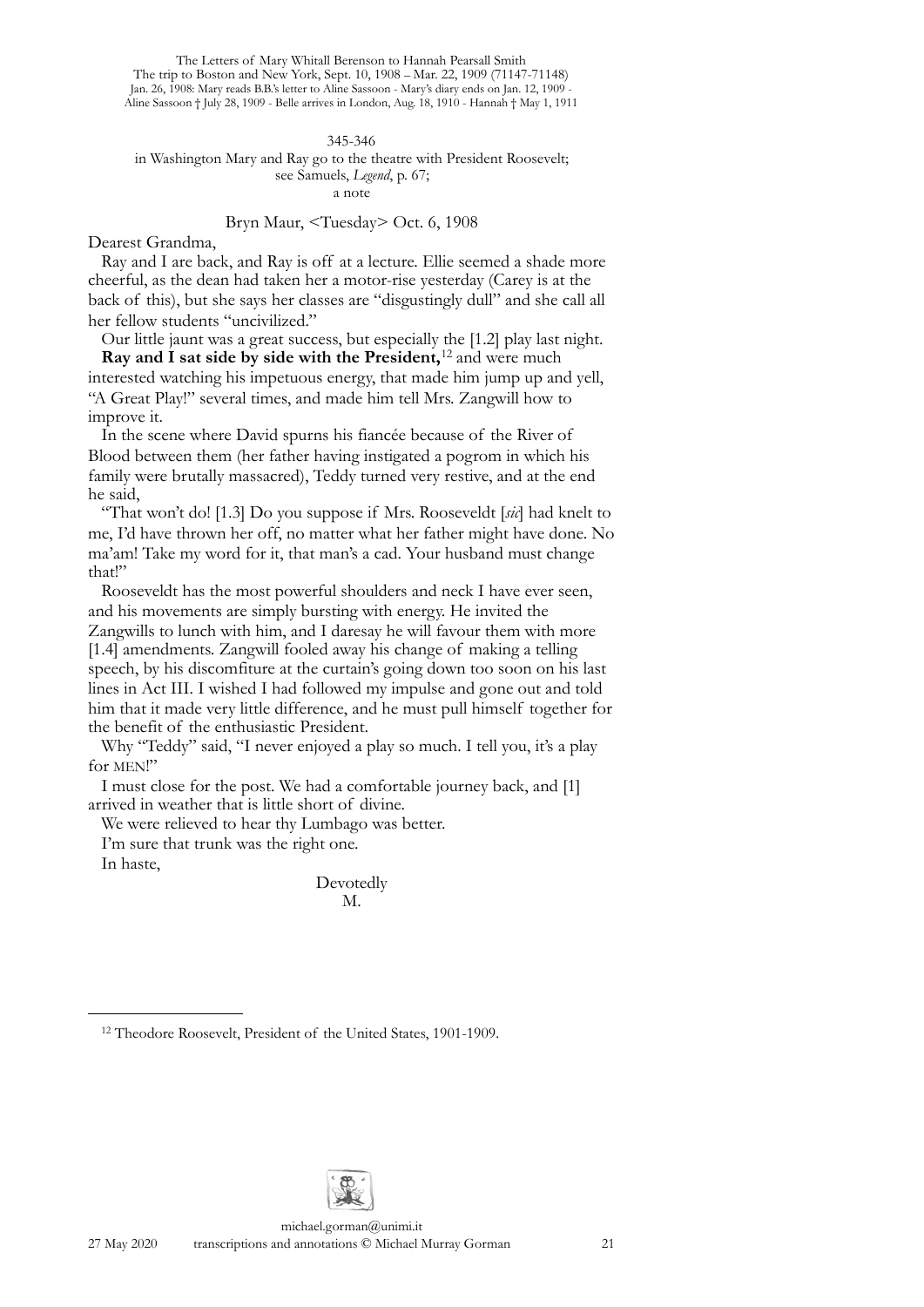345-346
in Washington Mary and Ray go to the theatre with President Roosevelt;
see Samuels, *Legend*, p. 67;
a note

Bryn Maur, <Tuesday> Oct. 6, 1908

Dearest Grandma,

Ray and I are back, and Ray is off at a lecture. Ellie seemed a shade more cheerful, as the dean had taken her a motor-rise yesterday (Carey is at the back of this), but she says her classes are "disgustingly dull" and she call all her fellow students "uncivilized."

Our little jaunt was a great success, but especially the [1.2] play last night.

**Ray and I sat side by side with the President,**[12] and were much interested watching his impetuous energy, that made him jump up and yell, "A Great Play!" several times, and made him tell Mrs. Zangwill how to improve it.

In the scene where David spurns his fiancée because of the River of Blood between them (her father having instigated a pogrom in which his family were brutally massacred), Teddy turned very restive, and at the end he said,

"That won't do! [1.3] Do you suppose if Mrs. Rooseveldt [*sic*] had knelt to me, I'd have thrown her off, no matter what her father might have done. No ma'am! Take my word for it, that man's a cad. Your husband must change that!"

Rooseveldt has the most powerful shoulders and neck I have ever seen, and his movements are simply bursting with energy. He invited the Zangwills to lunch with him, and I daresay he will favour them with more [1.4] amendments. Zangwill fooled away his change of making a telling speech, by his discomfiture at the curtain's going down too soon on his last lines in Act III. I wished I had followed my impulse and gone out and told him that it made very little difference, and he must pull himself together for the benefit of the enthusiastic President.

Why "Teddy" said, "I never enjoyed a play so much. I tell you, it's a play for MEN!"

I must close for the post. We had a comfortable journey back, and [1] arrived in weather that is little short of divine.

We were relieved to hear thy Lumbago was better.

I'm sure that trunk was the right one.

In haste,

Devotedly
M.

[12] Theodore Roosevelt, President of the United States, 1901-1909.